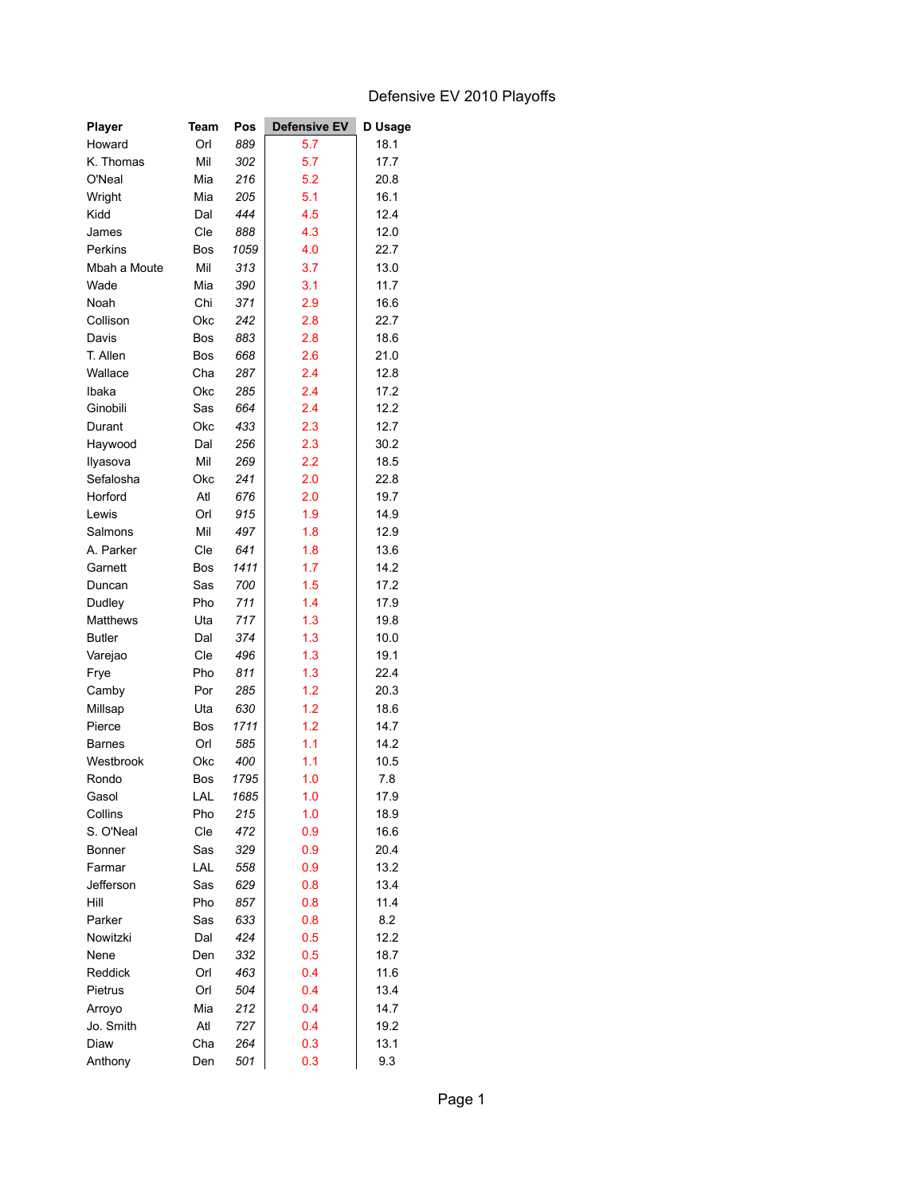# Defensive EV 2010 Playoffs

| Player | Team | Pos | Defensive EV | D Usage |
|---|---|---|---|---|
| Howard | Orl | *889* | 5.7 | 18.1 |
| K. Thomas | Mil | *302* | 5.7 | 17.7 |
| O'Neal | Mia | *216* | 5.2 | 20.8 |
| Wright | Mia | *205* | 5.1 | 16.1 |
| Kidd | Dal | *444* | 4.5 | 12.4 |
| James | Cle | *888* | 4.3 | 12.0 |
| Perkins | Bos | *1059* | 4.0 | 22.7 |
| Mbah a Moute | Mil | *313* | 3.7 | 13.0 |
| Wade | Mia | *390* | 3.1 | 11.7 |
| Noah | Chi | *371* | 2.9 | 16.6 |
| Collison | Okc | *242* | 2.8 | 22.7 |
| Davis | Bos | *883* | 2.8 | 18.6 |
| T. Allen | Bos | *668* | 2.6 | 21.0 |
| Wallace | Cha | *287* | 2.4 | 12.8 |
| Ibaka | Okc | *285* | 2.4 | 17.2 |
| Ginobili | Sas | *664* | 2.4 | 12.2 |
| Durant | Okc | *433* | 2.3 | 12.7 |
| Haywood | Dal | *256* | 2.3 | 30.2 |
| Ilyasova | Mil | *269* | 2.2 | 18.5 |
| Sefalosha | Okc | *241* | 2.0 | 22.8 |
| Horford | Atl | *676* | 2.0 | 19.7 |
| Lewis | Orl | *915* | 1.9 | 14.9 |
| Salmons | Mil | *497* | 1.8 | 12.9 |
| A. Parker | Cle | *641* | 1.8 | 13.6 |
| Garnett | Bos | *1411* | 1.7 | 14.2 |
| Duncan | Sas | *700* | 1.5 | 17.2 |
| Dudley | Pho | *711* | 1.4 | 17.9 |
| Matthews | Uta | *717* | 1.3 | 19.8 |
| Butler | Dal | *374* | 1.3 | 10.0 |
| Varejao | Cle | *496* | 1.3 | 19.1 |
| Frye | Pho | *811* | 1.3 | 22.4 |
| Camby | Por | *285* | 1.2 | 20.3 |
| Millsap | Uta | *630* | 1.2 | 18.6 |
| Pierce | Bos | *1711* | 1.2 | 14.7 |
| Barnes | Orl | *585* | 1.1 | 14.2 |
| Westbrook | Okc | *400* | 1.1 | 10.5 |
| Rondo | Bos | *1795* | 1.0 | 7.8 |
| Gasol | LAL | *1685* | 1.0 | 17.9 |
| Collins | Pho | *215* | 1.0 | 18.9 |
| S. O'Neal | Cle | *472* | 0.9 | 16.6 |
| Bonner | Sas | *329* | 0.9 | 20.4 |
| Farmar | LAL | *558* | 0.9 | 13.2 |
| Jefferson | Sas | *629* | 0.8 | 13.4 |
| Hill | Pho | *857* | 0.8 | 11.4 |
| Parker | Sas | *633* | 0.8 | 8.2 |
| Nowitzki | Dal | *424* | 0.5 | 12.2 |
| Nene | Den | *332* | 0.5 | 18.7 |
| Reddick | Orl | *463* | 0.4 | 11.6 |
| Pietrus | Orl | *504* | 0.4 | 13.4 |
| Arroyo | Mia | *212* | 0.4 | 14.7 |
| Jo. Smith | Atl | *727* | 0.4 | 19.2 |
| Diaw | Cha | *264* | 0.3 | 13.1 |
| Anthony | Den | *501* | 0.3 | 9.3 |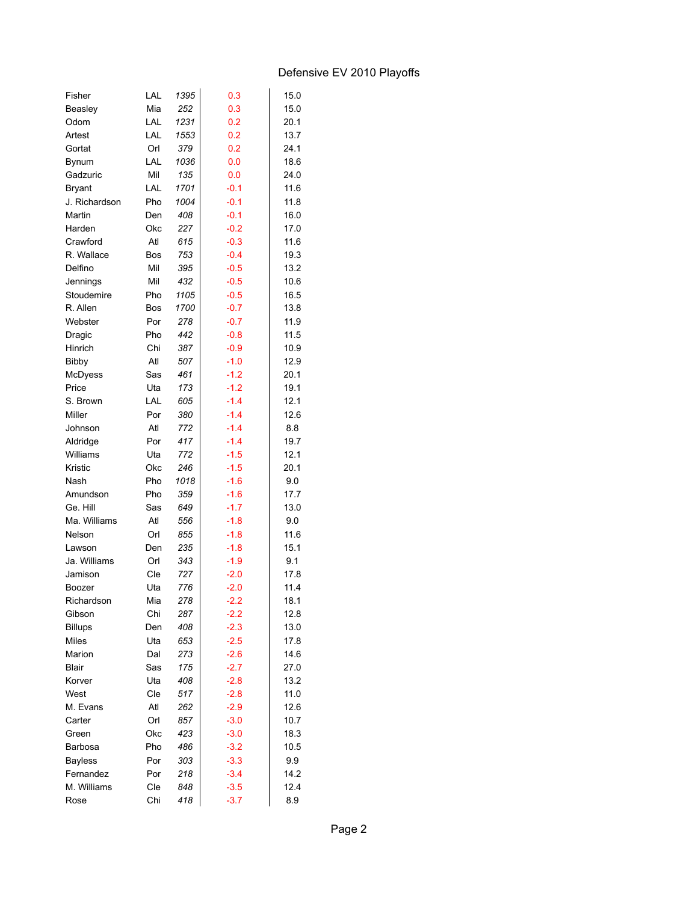# Defensive EV 2010 Playoffs

| | | | | |
|---|---|---|---|---|
| Fisher | LAL | *1395* | 0.3 | 15.0 |
| Beasley | Mia | *252* | 0.3 | 15.0 |
| Odom | LAL | *1231* | 0.2 | 20.1 |
| Artest | LAL | *1553* | 0.2 | 13.7 |
| Gortat | Orl | *379* | 0.2 | 24.1 |
| Bynum | LAL | *1036* | 0.0 | 18.6 |
| Gadzuric | Mil | *135* | 0.0 | 24.0 |
| Bryant | LAL | *1701* | -0.1 | 11.6 |
| J. Richardson | Pho | *1004* | -0.1 | 11.8 |
| Martin | Den | *408* | -0.1 | 16.0 |
| Harden | Okc | *227* | -0.2 | 17.0 |
| Crawford | Atl | *615* | -0.3 | 11.6 |
| R. Wallace | Bos | *753* | -0.4 | 19.3 |
| Delfino | Mil | *395* | -0.5 | 13.2 |
| Jennings | Mil | *432* | -0.5 | 10.6 |
| Stoudemire | Pho | *1105* | -0.5 | 16.5 |
| R. Allen | Bos | *1700* | -0.7 | 13.8 |
| Webster | Por | *278* | -0.7 | 11.9 |
| Dragic | Pho | *442* | -0.8 | 11.5 |
| Hinrich | Chi | *387* | -0.9 | 10.9 |
| Bibby | Atl | *507* | -1.0 | 12.9 |
| McDyess | Sas | *461* | -1.2 | 20.1 |
| Price | Uta | *173* | -1.2 | 19.1 |
| S. Brown | LAL | *605* | -1.4 | 12.1 |
| Miller | Por | *380* | -1.4 | 12.6 |
| Johnson | Atl | *772* | -1.4 | 8.8 |
| Aldridge | Por | *417* | -1.4 | 19.7 |
| Williams | Uta | *772* | -1.5 | 12.1 |
| Kristic | Okc | *246* | -1.5 | 20.1 |
| Nash | Pho | *1018* | -1.6 | 9.0 |
| Amundson | Pho | *359* | -1.6 | 17.7 |
| Ge. Hill | Sas | *649* | -1.7 | 13.0 |
| Ma. Williams | Atl | *556* | -1.8 | 9.0 |
| Nelson | Orl | *855* | -1.8 | 11.6 |
| Lawson | Den | *235* | -1.8 | 15.1 |
| Ja. Williams | Orl | *343* | -1.9 | 9.1 |
| Jamison | Cle | *727* | -2.0 | 17.8 |
| Boozer | Uta | *776* | -2.0 | 11.4 |
| Richardson | Mia | *278* | -2.2 | 18.1 |
| Gibson | Chi | *287* | -2.2 | 12.8 |
| Billups | Den | *408* | -2.3 | 13.0 |
| Miles | Uta | *653* | -2.5 | 17.8 |
| Marion | Dal | *273* | -2.6 | 14.6 |
| Blair | Sas | *175* | -2.7 | 27.0 |
| Korver | Uta | *408* | -2.8 | 13.2 |
| West | Cle | *517* | -2.8 | 11.0 |
| M. Evans | Atl | *262* | -2.9 | 12.6 |
| Carter | Orl | *857* | -3.0 | 10.7 |
| Green | Okc | *423* | -3.0 | 18.3 |
| Barbosa | Pho | *486* | -3.2 | 10.5 |
| Bayless | Por | *303* | -3.3 | 9.9 |
| Fernandez | Por | *218* | -3.4 | 14.2 |
| M. Williams | Cle | *848* | -3.5 | 12.4 |
| Rose | Chi | *418* | -3.7 | 8.9 |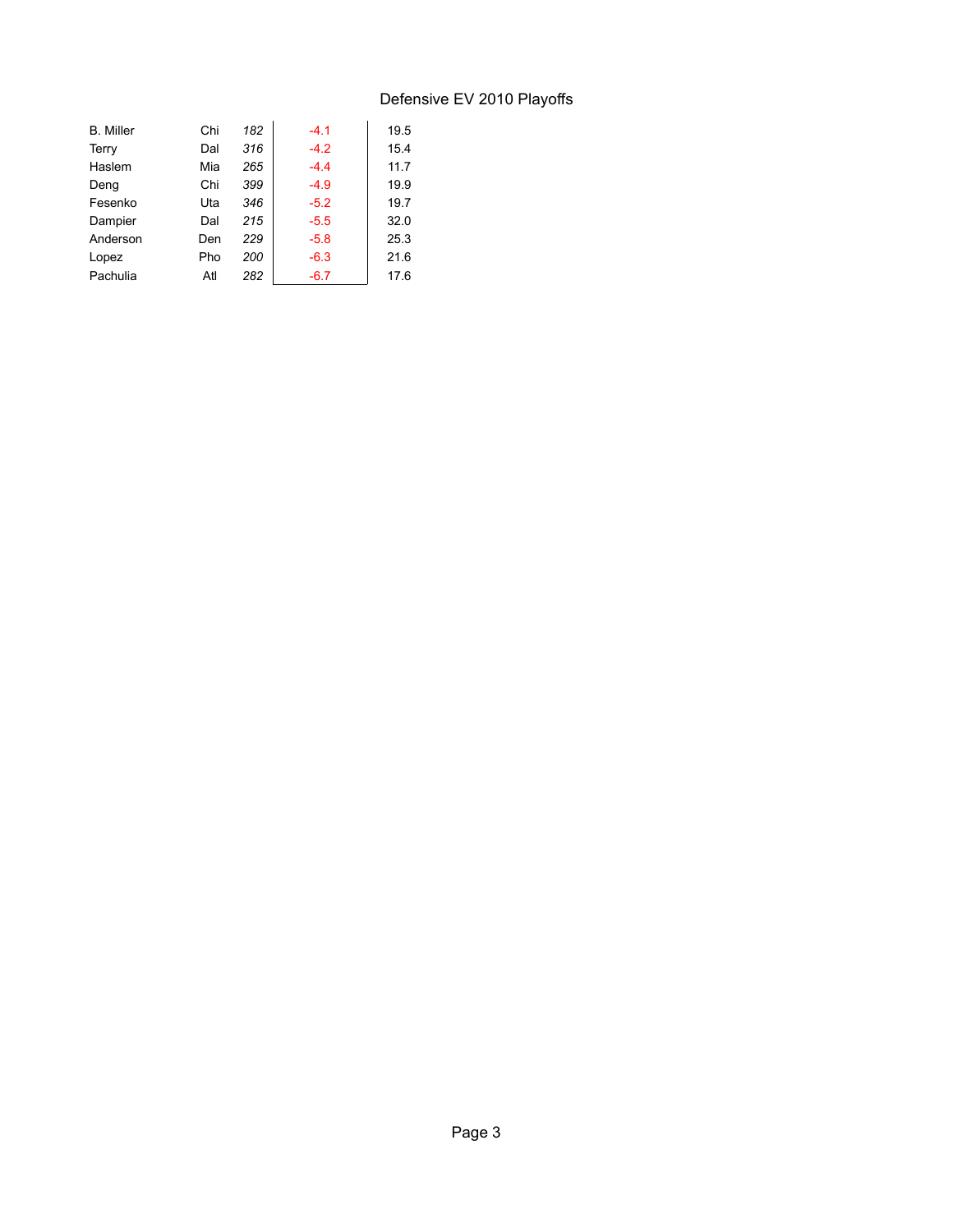Defensive EV 2010 Playoffs

| | | | | |
|---|---|---|---|---|
| B. Miller | Chi | *182* | -4.1 | 19.5 |
| Terry | Dal | *316* | -4.2 | 15.4 |
| Haslem | Mia | *265* | -4.4 | 11.7 |
| Deng | Chi | *399* | -4.9 | 19.9 |
| Fesenko | Uta | *346* | -5.2 | 19.7 |
| Dampier | Dal | *215* | -5.5 | 32.0 |
| Anderson | Den | *229* | -5.8 | 25.3 |
| Lopez | Pho | *200* | -6.3 | 21.6 |
| Pachulia | Atl | *282* | -6.7 | 17.6 |